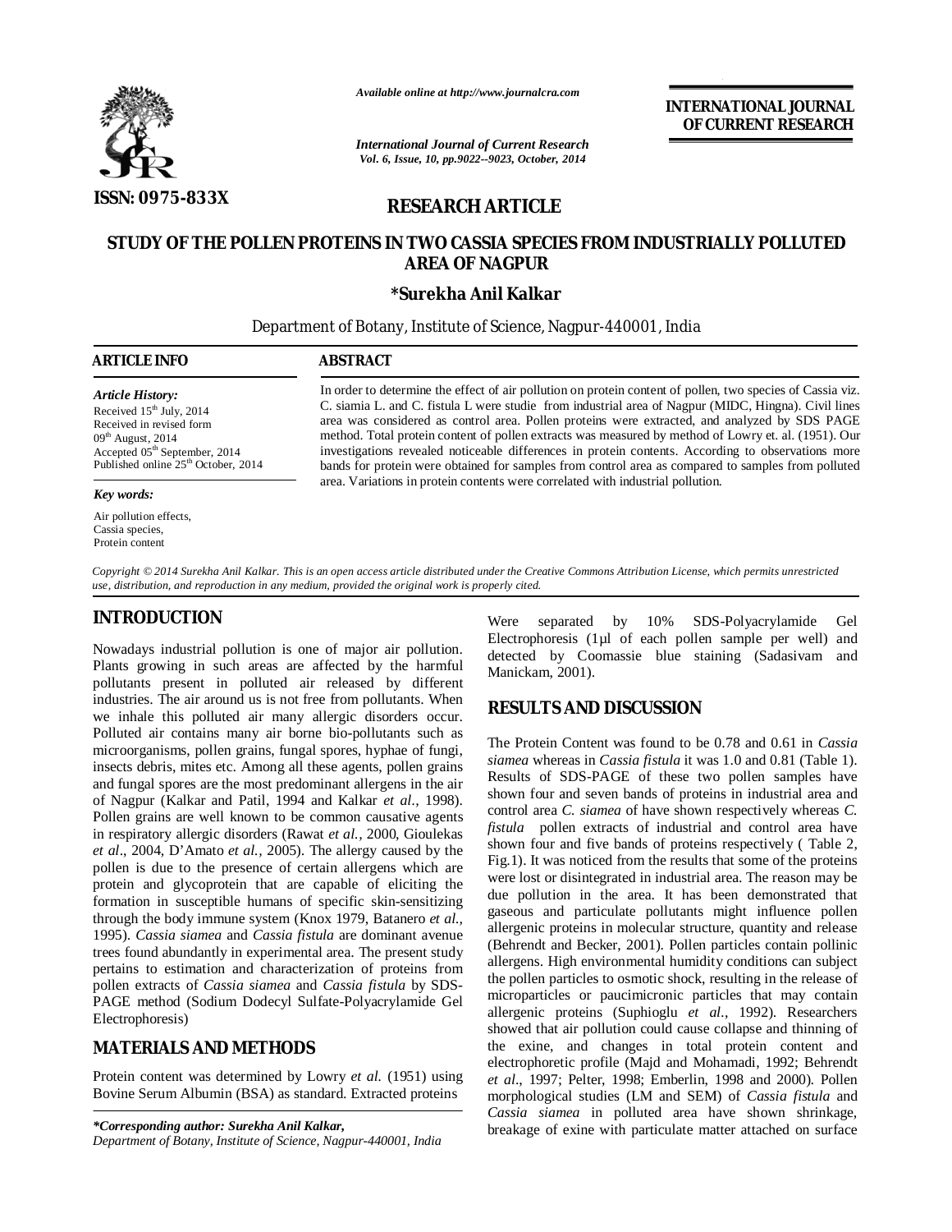*Available online at http://www.journalcra.com*

**INTERNATIONAL JOURNAL OF CURRENT RESEARCH**

ISSN: 0975-833X

## RESEARCH ARTICLE

# STUDY OF THE POLLEN PROTEINS IN TWO CASSIA SPECIES FROM INDUSTRIALLY POLLUTED AREA OF NAGPUR

**\*Surekha Anil Kalkar**

Department of Botany, Institute of Science, Nagpur-440001, India

**ARTICLE INFO**

*Article History:*

Received 15th July, 2014
Received in revised form
09th August, 2014
Accepted 05th September, 2014
Published online 25th October, 2014

*Key words:*

Air pollution effects,
Cassia species,
Protein content

**ABSTRACT**

In order to determine the effect of air pollution on protein content of pollen, two species of Cassia viz. C. siamia L. and C. fistula L were studie from industrial area of Nagpur (MIDC, Hingna). Civil lines area was considered as control area. Pollen proteins were extracted, and analyzed by SDS PAGE method. Total protein content of pollen extracts was measured by method of Lowry et. al. (1951). Our investigations revealed noticeable differences in protein contents. According to observations more bands for protein were obtained for samples from control area as compared to samples from polluted area. Variations in protein contents were correlated with industrial pollution.

*Copyright © 2014 Surekha Anil Kalkar. This is an open access article distributed under the Creative Commons Attribution License, which permits unrestricted use, distribution, and reproduction in any medium, provided the original work is properly cited.*

## INTRODUCTION

Nowadays industrial pollution is one of major air pollution. Plants growing in such areas are affected by the harmful pollutants present in polluted air released by different industries. The air around us is not free from pollutants. When we inhale this polluted air many allergic disorders occur. Polluted air contains many air borne bio-pollutants such as microorganisms, pollen grains, fungal spores, hyphae of fungi, insects debris, mites etc. Among all these agents, pollen grains and fungal spores are the most predominant allergens in the air of Nagpur (Kalkar and Patil, 1994 and Kalkar *et al.*, 1998). Pollen grains are well known to be common causative agents in respiratory allergic disorders (Rawat *et al.*, 2000, Gioulekas *et al*., 2004, D'Amato *et al.*, 2005). The allergy caused by the pollen is due to the presence of certain allergens which are protein and glycoprotein that are capable of eliciting the formation in susceptible humans of specific skin-sensitizing through the body immune system (Knox 1979, Batanero *et al.*, 1995). *Cassia siamea* and *Cassia fistula* are dominant avenue trees found abundantly in experimental area. The present study pertains to estimation and characterization of proteins from pollen extracts of *Cassia siamea* and *Cassia fistula* by SDS-PAGE method (Sodium Dodecyl Sulfate-Polyacrylamide Gel Electrophoresis)

## MATERIALS AND METHODS

Protein content was determined by Lowry *et al.* (1951) using Bovine Serum Albumin (BSA) as standard. Extracted proteins Were separated by 10% SDS-Polyacrylamide Gel Electrophoresis (1µl of each pollen sample per well) and detected by Coomassie blue staining (Sadasivam and Manickam, 2001).

## RESULTS AND DISCUSSION

The Protein Content was found to be 0.78 and 0.61 in *Cassia siamea* whereas in *Cassia fistula* it was 1.0 and 0.81 (Table 1). Results of SDS-PAGE of these two pollen samples have shown four and seven bands of proteins in industrial area and control area *C. siamea* of have shown respectively whereas *C. fistula* pollen extracts of industrial and control area have shown four and five bands of proteins respectively ( Table 2, Fig.1). It was noticed from the results that some of the proteins were lost or disintegrated in industrial area. The reason may be due pollution in the area. It has been demonstrated that gaseous and particulate pollutants might influence pollen allergenic proteins in molecular structure, quantity and release (Behrendt and Becker, 2001). Pollen particles contain pollinic allergens. High environmental humidity conditions can subject the pollen particles to osmotic shock, resulting in the release of microparticles or paucimicronic particles that may contain allergenic proteins (Suphioglu *et al*., 1992). Researchers showed that air pollution could cause collapse and thinning of the exine, and changes in total protein content and electrophoretic profile (Majd and Mohamadi, 1992; Behrendt *et al*., 1997; Pelter, 1998; Emberlin, 1998 and 2000). Pollen morphological studies (LM and SEM) of *Cassia fistula* and *Cassia siamea* in polluted area have shown shrinkage, breakage of exine with particulate matter attached on surface

*\*Corresponding author: Surekha Anil Kalkar,*
*Department of Botany, Institute of Science, Nagpur-440001, India*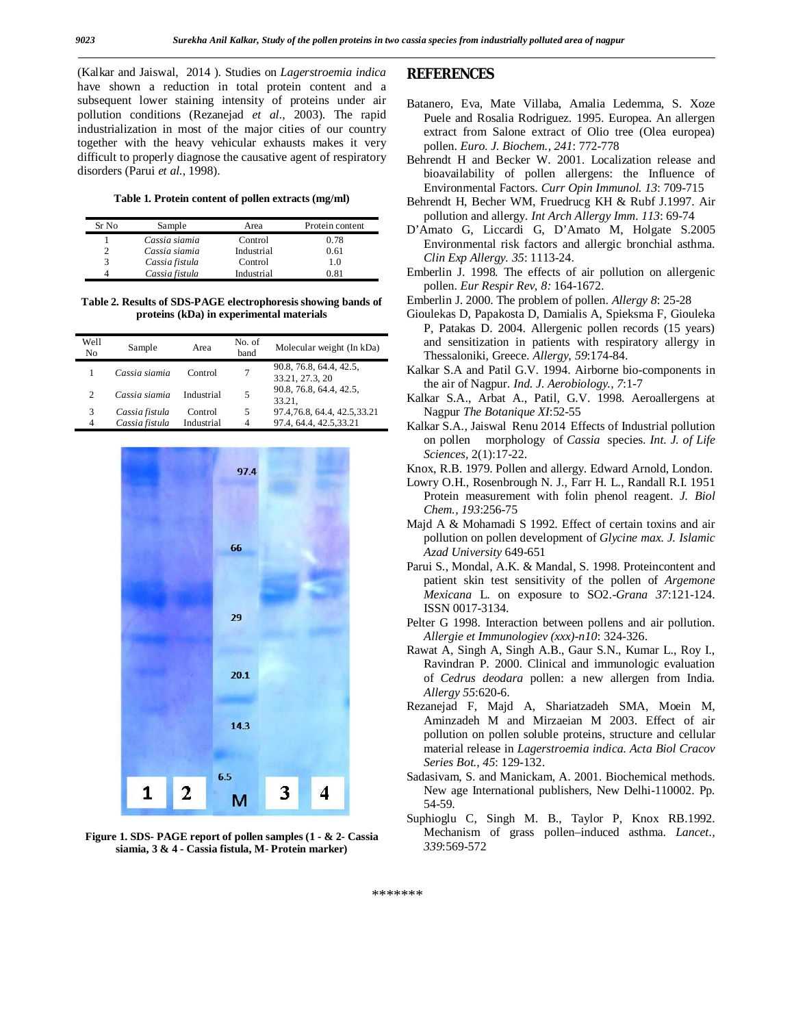(Kalkar and Jaiswal, 2014 ). Studies on *Lagerstroemia indica* have shown a reduction in total protein content and a subsequent lower staining intensity of proteins under air pollution conditions (Rezanejad *et al.*, 2003). The rapid industrialization in most of the major cities of our country together with the heavy vehicular exhausts makes it very difficult to properly diagnose the causative agent of respiratory disorders (Parui *et al.*, 1998).

**Table 1. Protein content of pollen extracts (mg/ml)**

| Sr No | Sample | Area | Protein content |
|---|---|---|---|
| 1 | *Cassia siamia* | Control | 0.78 |
| 2 | *Cassia siamia* | Industrial | 0.61 |
| 3 | *Cassia fistula* | Control | 1.0 |
| 4 | *Cassia fistula* | Industrial | 0.81 |

**Table 2. Results of SDS-PAGE electrophoresis showing bands of proteins (kDa) in experimental materials**

| Well No | Sample | Area | No. of band | Molecular weight (In kDa) |
|---|---|---|---|---|
| 1 | *Cassia siamia* | Control | 7 | 90.8, 76.8, 64.4, 42.5, 33.21, 27.3, 20 |
| 2 | *Cassia siamia* | Industrial | 5 | 90.8, 76.8, 64.4, 42.5, 33.21, |
| 3 | *Cassia fistula* | Control | 5 | 97.4,76.8, 64.4, 42.5,33.21 |
| 4 | *Cassia fistula* | Industrial | 4 | 97.4, 64.4, 42.5,33.21 |

97.4
66
29
20.1
14.3
6.5
1 2 M 3 4

**Figure 1. SDS- PAGE report of pollen samples (1 - & 2- Cassia siamia, 3 & 4 - Cassia fistula, M- Protein marker)**

## REFERENCES

Batanero, Eva, Mate Villaba, Amalia Ledemma, S. Xoze Puele and Rosalia Rodriguez. 1995. Europea. An allergen extract from Salone extract of Olio tree (Olea europea) pollen. *Euro. J. Biochem., 241*: 772-778

Behrendt H and Becker W. 2001. Localization release and bioavailability of pollen allergens: the Influence of Environmental Factors. *Curr Opin Immunol. 13*: 709-715

Behrendt H, Becher WM, Fruedrucg KH & Rubf J.1997. Air pollution and allergy. *Int Arch Allergy Imm. 113*: 69-74

D'Amato G, Liccardi G, D'Amato M, Holgate S.2005 Environmental risk factors and allergic bronchial asthma. *Clin Exp Allergy. 35*: 1113-24.

Emberlin J. 1998. The effects of air pollution on allergenic pollen. *Eur Respir Rev, 8:* 164-1672.

Emberlin J. 2000. The problem of pollen. *Allergy 8*: 25-28

Gioulekas D, Papakosta D, Damialis A, Spieksma F, Giouleka P, Patakas D. 2004. Allergenic pollen records (15 years) and sensitization in patients with respiratory allergy in Thessaloniki, Greece. *Allergy, 59*:174-84.

Kalkar S.A and Patil G.V. 1994. Airborne bio-components in the air of Nagpur. *Ind. J. Aerobiology., 7*:1-7

Kalkar S.A., Arbat A., Patil, G.V. 1998. Aeroallergens at Nagpur *The Botanique XI*:52-55

Kalkar S.A., Jaiswal Renu 2014 Effects of Industrial pollution on pollen morphology of *Cassia* species. *Int. J. of Life Sciences*, 2(1):17-22.

Knox, R.B. 1979. Pollen and allergy. Edward Arnold, London.

Lowry O.H., Rosenbrough N. J., Farr H. L., Randall R.I. 1951 Protein measurement with folin phenol reagent. *J. Biol Chem., 193*:256-75

Majd A & Mohamadi S 1992. Effect of certain toxins and air pollution on pollen development of *Glycine max. J. Islamic Azad University* 649-651

Parui S., Mondal, A.K. & Mandal, S. 1998. Proteincontent and patient skin test sensitivity of the pollen of *Argemone Mexicana* L. on exposure to SO2.-*Grana 37*:121-124. ISSN 0017-3134.

Pelter G 1998. Interaction between pollens and air pollution. *Allergie et Immunologiev (xxx)-n10*: 324-326.

Rawat A, Singh A, Singh A.B., Gaur S.N., Kumar L., Roy I., Ravindran P. 2000. Clinical and immunologic evaluation of *Cedrus deodara* pollen: a new allergen from India. *Allergy 55*:620-6.

Rezanejad F, Majd A, Shariatzadeh SMA, Moein M, Aminzadeh M and Mirzaeian M 2003. Effect of air pollution on pollen soluble proteins, structure and cellular material release in *Lagerstroemia indica. Acta Biol Cracov Series Bot., 45*: 129-132.

Sadasivam, S. and Manickam, A. 2001. Biochemical methods. New age International publishers, New Delhi-110002. Pp. 54-59.

Suphioglu C, Singh M. B., Taylor P, Knox RB.1992. Mechanism of grass pollen–induced asthma. *Lancet., 339*:569-572

\*\*\*\*\*\*\*